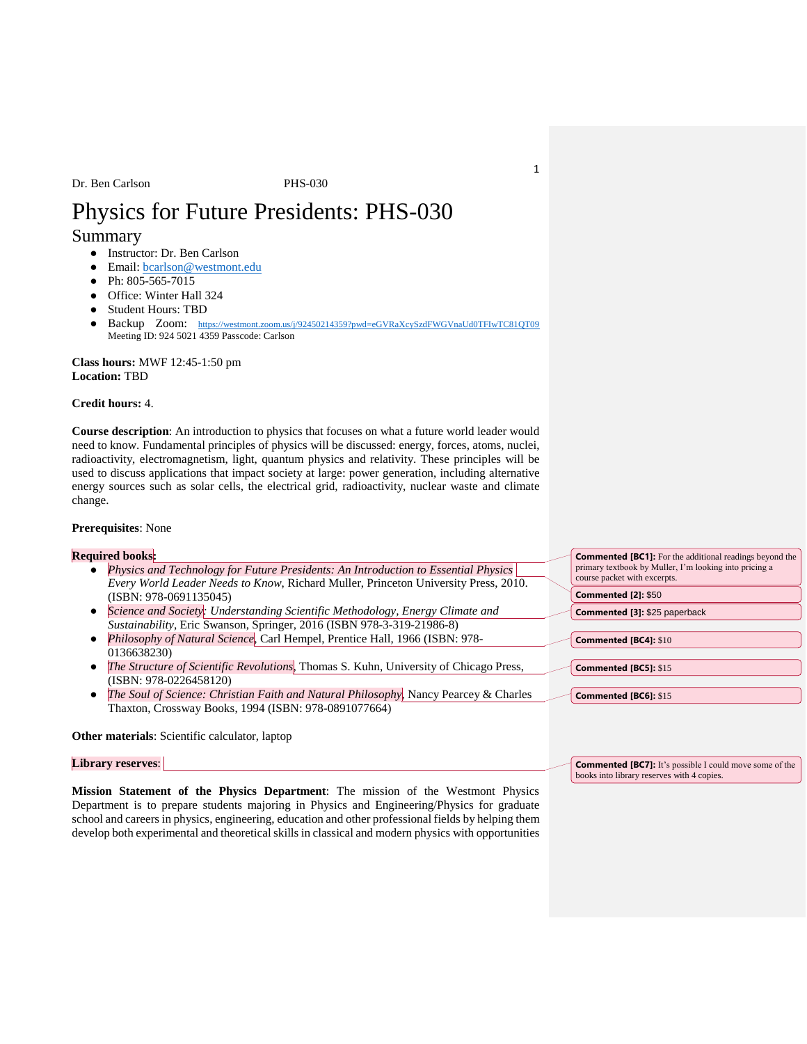Dr. Ben Carlson PHS-030

# Physics for Future Presidents: PHS-030

## Summary

- Instructor: Dr. Ben Carlson
- Email: bcarlson@westmont.edu
- Ph: 805-565-7015
- Office: Winter Hall 324
- Student Hours: TBD
- Backup Zoom: https://westmont.zoom.us/j/92450214359?pwd=eGVRaXcySzdFWGVnaUd0TFIwTC81QT09 Meeting ID: 924 5021 4359 Passcode: Carlson

**Class hours:** MWF 12:45-1:50 pm
**Location:** TBD

**Credit hours:** 4.

**Course description**: An introduction to physics that focuses on what a future world leader would need to know. Fundamental principles of physics will be discussed: energy, forces, atoms, nuclei, radioactivity, electromagnetism, light, quantum physics and relativity. These principles will be used to discuss applications that impact society at large: power generation, including alternative energy sources such as solar cells, the electrical grid, radioactivity, nuclear waste and climate change.

**Prerequisites**: None

**Required books**:

- *Physics and Technology for Future Presidents: An Introduction to Essential Physics Every World Leader Needs to Know*, Richard Muller, Princeton University Press, 2010. (ISBN: 978-0691135045)
- *Science and Society: Understanding Scientific Methodology, Energy Climate and Sustainability*, Eric Swanson, Springer, 2016 (ISBN 978-3-319-21986-8)
- *Philosophy of Natural Science*, Carl Hempel, Prentice Hall, 1966 (ISBN: 978-0136638230)
- *The Structure of Scientific Revolutions*, Thomas S. Kuhn, University of Chicago Press, (ISBN: 978-0226458120)
- *The Soul of Science: Christian Faith and Natural Philosophy*, Nancy Pearcey & Charles Thaxton, Crossway Books, 1994 (ISBN: 978-0891077664)

**Other materials**: Scientific calculator, laptop

**Library reserves**:

**Mission Statement of the Physics Department**: The mission of the Westmont Physics Department is to prepare students majoring in Physics and Engineering/Physics for graduate school and careers in physics, engineering, education and other professional fields by helping them develop both experimental and theoretical skills in classical and modern physics with opportunities

**Commented [BC1]:** For the additional readings beyond the primary textbook by Muller, I'm looking into pricing a course packet with excerpts.

**Commented [2]:** $50

**Commented [3]:** $25 paperback

**Commented [BC4]:** $10

**Commented [BC5]:** $15

**Commented [BC6]:** $15

**Commented [BC7]:** It's possible I could move some of the books into library reserves with 4 copies.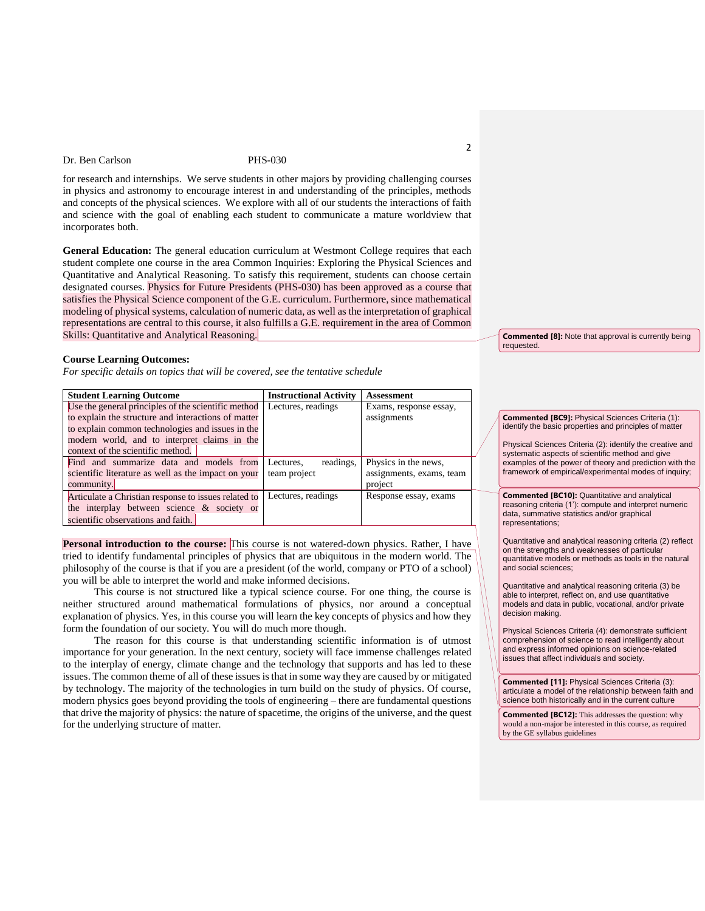for research and internships. We serve students in other majors by providing challenging courses in physics and astronomy to encourage interest in and understanding of the principles, methods and concepts of the physical sciences. We explore with all of our students the interactions of faith and science with the goal of enabling each student to communicate a mature worldview that incorporates both.

**General Education:** The general education curriculum at Westmont College requires that each student complete one course in the area Common Inquiries: Exploring the Physical Sciences and Quantitative and Analytical Reasoning. To satisfy this requirement, students can choose certain designated courses. Physics for Future Presidents (PHS-030) has been approved as a course that satisfies the Physical Science component of the G.E. curriculum. Furthermore, since mathematical modeling of physical systems, calculation of numeric data, as well as the interpretation of graphical representations are central to this course, it also fulfills a G.E. requirement in the area of Common Skills: Quantitative and Analytical Reasoning.

**Commented [8]:** Note that approval is currently being requested.

**Course Learning Outcomes:**

*For specific details on topics that will be covered, see the tentative schedule*

| Student Learning Outcome | Instructional Activity | Assessment |
|---|---|---|
| Use the general principles of the scientific method to explain the structure and interactions of matter to explain common technologies and issues in the modern world, and to interpret claims in the context of the scientific method. | Lectures, readings | Exams, response essay, assignments |
| Find and summarize data and models from scientific literature as well as the impact on your community. | Lectures, readings, team project | Physics in the news, assignments, exams, team project |
| Articulate a Christian response to issues related to the interplay between science & society or scientific observations and faith. | Lectures, readings | Response essay, exams |

**Commented [BC9]:** Physical Sciences Criteria (1): identify the basic properties and principles of matter

Physical Sciences Criteria (2): identify the creative and systematic aspects of scientific method and give examples of the power of theory and prediction with the framework of empirical/experimental modes of inquiry;

**Commented [BC10]:** Quantitative and analytical reasoning criteria (1'): compute and interpret numeric data, summative statistics and/or graphical representations;

Quantitative and analytical reasoning criteria (2) reflect on the strengths and weaknesses of particular quantitative models or methods as tools in the natural and social sciences;

Quantitative and analytical reasoning criteria (3) be able to interpret, reflect on, and use quantitative models and data in public, vocational, and/or private decision making.

Physical Sciences Criteria (4): demonstrate sufficient comprehension of science to read intelligently about and express informed opinions on science-related issues that affect individuals and society.

**Commented [11]:** Physical Sciences Criteria (3): articulate a model of the relationship between faith and science both historically and in the current culture

**Personal introduction to the course:** This course is not watered-down physics. Rather, I have tried to identify fundamental principles of physics that are ubiquitous in the modern world. The philosophy of the course is that if you are a president (of the world, company or PTO of a school) you will be able to interpret the world and make informed decisions.

This course is not structured like a typical science course. For one thing, the course is neither structured around mathematical formulations of physics, nor around a conceptual explanation of physics. Yes, in this course you will learn the key concepts of physics and how they form the foundation of our society. You will do much more though.

The reason for this course is that understanding scientific information is of utmost importance for your generation. In the next century, society will face immense challenges related to the interplay of energy, climate change and the technology that supports and has led to these issues. The common theme of all of these issues is that in some way they are caused by or mitigated by technology. The majority of the technologies in turn build on the study of physics. Of course, modern physics goes beyond providing the tools of engineering – there are fundamental questions that drive the majority of physics: the nature of spacetime, the origins of the universe, and the quest for the underlying structure of matter.

**Commented [BC12]:** This addresses the question: why would a non-major be interested in this course, as required by the GE syllabus guidelines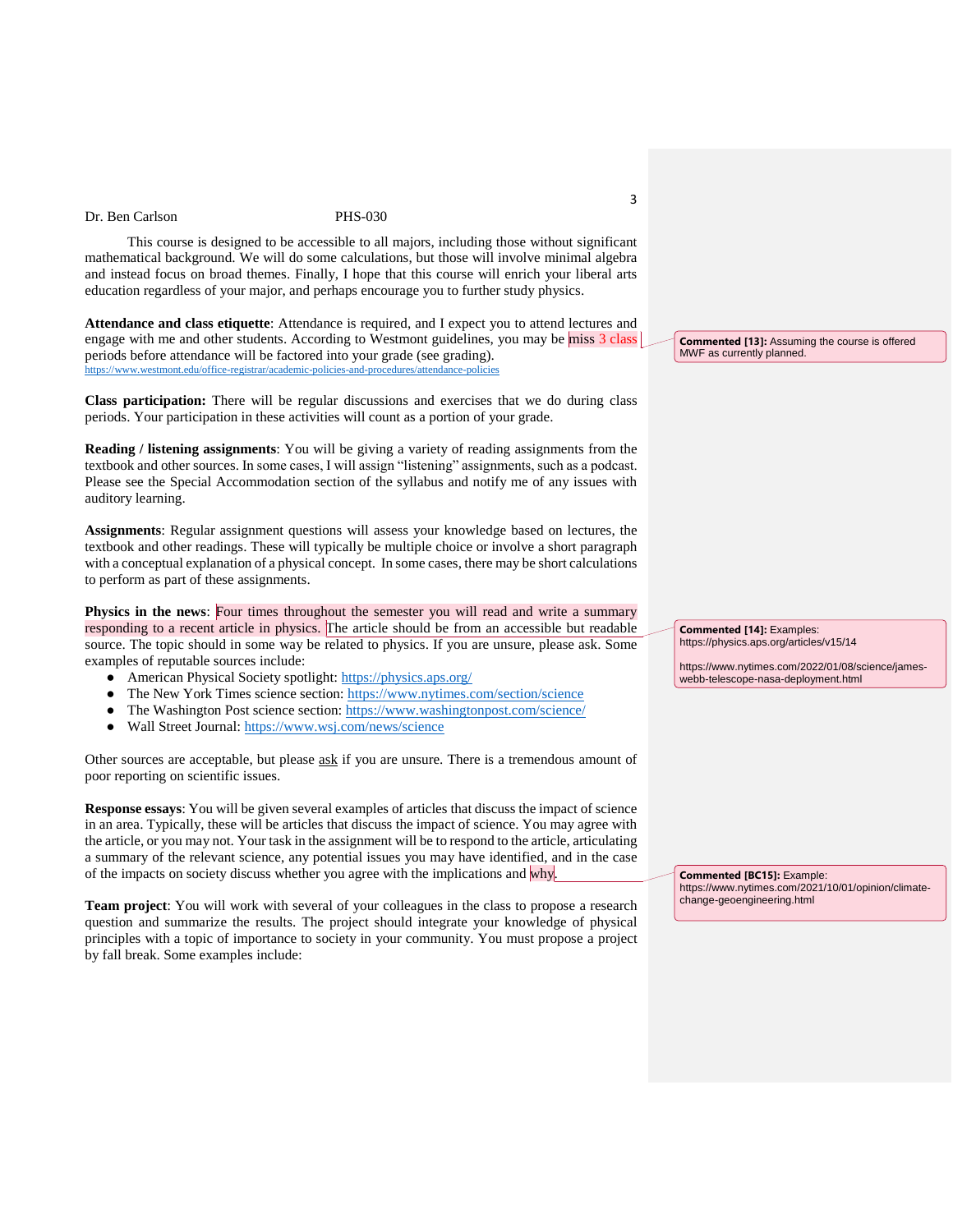This course is designed to be accessible to all majors, including those without significant mathematical background. We will do some calculations, but those will involve minimal algebra and instead focus on broad themes. Finally, I hope that this course will enrich your liberal arts education regardless of your major, and perhaps encourage you to further study physics.

**Attendance and class etiquette**: Attendance is required, and I expect you to attend lectures and engage with me and other students. According to Westmont guidelines, you may be miss 3 class periods before attendance will be factored into your grade (see grading). https://www.westmont.edu/office-registrar/academic-policies-and-procedures/attendance-policies

> **Commented [13]:** Assuming the course is offered MWF as currently planned.

**Class participation:** There will be regular discussions and exercises that we do during class periods. Your participation in these activities will count as a portion of your grade.

**Reading / listening assignments**: You will be giving a variety of reading assignments from the textbook and other sources. In some cases, I will assign "listening" assignments, such as a podcast. Please see the Special Accommodation section of the syllabus and notify me of any issues with auditory learning.

**Assignments**: Regular assignment questions will assess your knowledge based on lectures, the textbook and other readings. These will typically be multiple choice or involve a short paragraph with a conceptual explanation of a physical concept. In some cases, there may be short calculations to perform as part of these assignments.

**Physics in the news**: Four times throughout the semester you will read and write a summary responding to a recent article in physics. The article should be from an accessible but readable source. The topic should in some way be related to physics. If you are unsure, please ask. Some examples of reputable sources include:

- American Physical Society spotlight: https://physics.aps.org/
- The New York Times science section: https://www.nytimes.com/section/science
- The Washington Post science section: https://www.washingtonpost.com/science/
- Wall Street Journal: https://www.wsj.com/news/science

> **Commented [14]:** Examples:
> https://physics.aps.org/articles/v15/14
>
> https://www.nytimes.com/2022/01/08/science/james-webb-telescope-nasa-deployment.html

Other sources are acceptable, but please ask if you are unsure. There is a tremendous amount of poor reporting on scientific issues.

**Response essays**: You will be given several examples of articles that discuss the impact of science in an area. Typically, these will be articles that discuss the impact of science. You may agree with the article, or you may not. Your task in the assignment will be to respond to the article, articulating a summary of the relevant science, any potential issues you may have identified, and in the case of the impacts on society discuss whether you agree with the implications and why.

> **Commented [BC15]:** Example:
> https://www.nytimes.com/2021/10/01/opinion/climate-change-geoengineering.html

**Team project**: You will work with several of your colleagues in the class to propose a research question and summarize the results. The project should integrate your knowledge of physical principles with a topic of importance to society in your community. You must propose a project by fall break. Some examples include: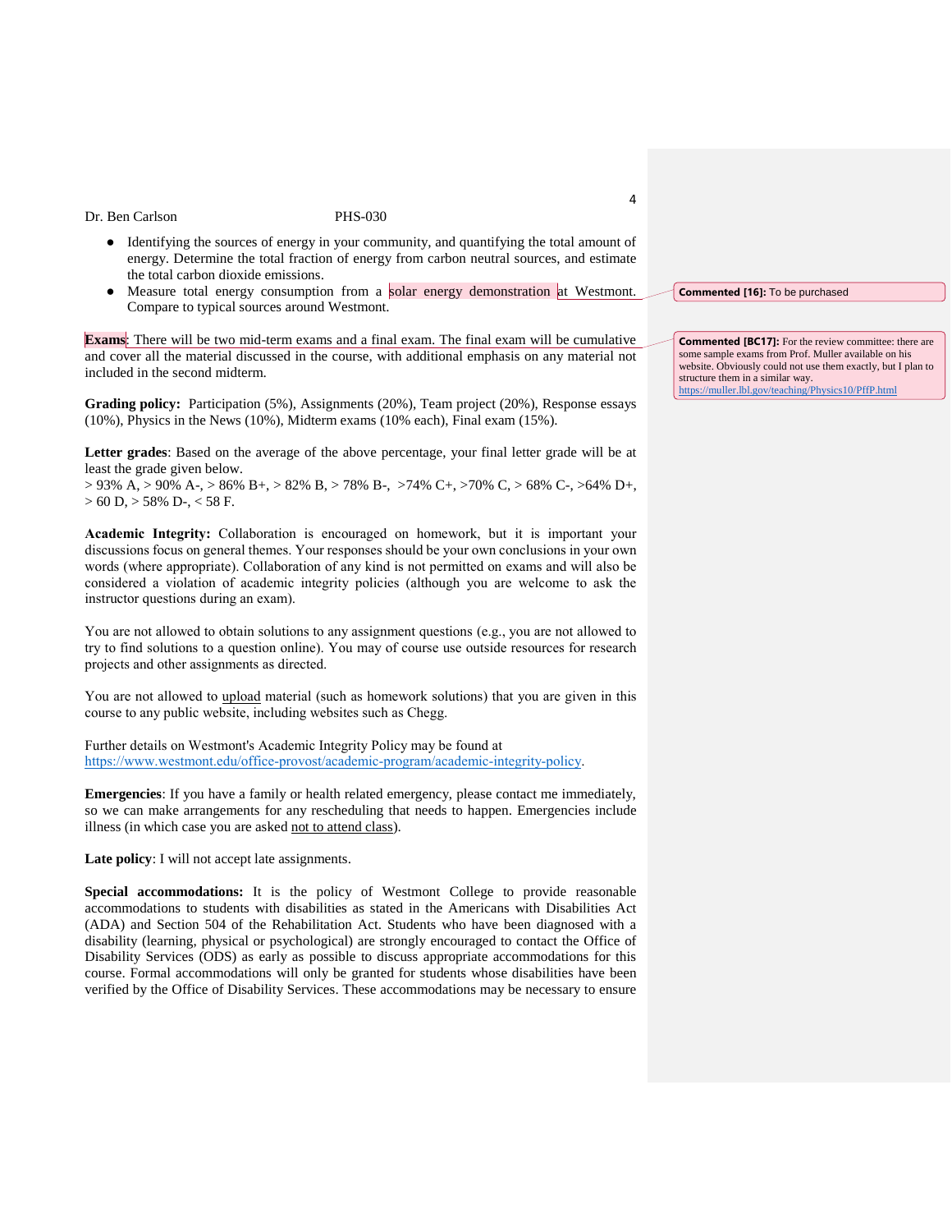- Identifying the sources of energy in your community, and quantifying the total amount of energy. Determine the total fraction of energy from carbon neutral sources, and estimate the total carbon dioxide emissions.
- Measure total energy consumption from a solar energy demonstration at Westmont. Compare to typical sources around Westmont.

**Commented [16]:** To be purchased

**Exams**: There will be two mid-term exams and a final exam. The final exam will be cumulative and cover all the material discussed in the course, with additional emphasis on any material not included in the second midterm.

**Commented [BC17]:** For the review committee: there are some sample exams from Prof. Muller available on his website. Obviously could not use them exactly, but I plan to structure them in a similar way. https://muller.lbl.gov/teaching/Physics10/PffP.html

**Grading policy:** Participation (5%), Assignments (20%), Team project (20%), Response essays (10%), Physics in the News (10%), Midterm exams (10% each), Final exam (15%).

**Letter grades**: Based on the average of the above percentage, your final letter grade will be at least the grade given below.
> 93% A, > 90% A-, > 86% B+, > 82% B, > 78% B-, >74% C+, >70% C, > 68% C-, >64% D+, > 60 D, > 58% D-, < 58 F.

**Academic Integrity:** Collaboration is encouraged on homework, but it is important your discussions focus on general themes. Your responses should be your own conclusions in your own words (where appropriate). Collaboration of any kind is not permitted on exams and will also be considered a violation of academic integrity policies (although you are welcome to ask the instructor questions during an exam).

You are not allowed to obtain solutions to any assignment questions (e.g., you are not allowed to try to find solutions to a question online). You may of course use outside resources for research projects and other assignments as directed.

You are not allowed to upload material (such as homework solutions) that you are given in this course to any public website, including websites such as Chegg.

Further details on Westmont's Academic Integrity Policy may be found at https://www.westmont.edu/office-provost/academic-program/academic-integrity-policy.

**Emergencies**: If you have a family or health related emergency, please contact me immediately, so we can make arrangements for any rescheduling that needs to happen. Emergencies include illness (in which case you are asked not to attend class).

**Late policy**: I will not accept late assignments.

**Special accommodations:** It is the policy of Westmont College to provide reasonable accommodations to students with disabilities as stated in the Americans with Disabilities Act (ADA) and Section 504 of the Rehabilitation Act. Students who have been diagnosed with a disability (learning, physical or psychological) are strongly encouraged to contact the Office of Disability Services (ODS) as early as possible to discuss appropriate accommodations for this course. Formal accommodations will only be granted for students whose disabilities have been verified by the Office of Disability Services. These accommodations may be necessary to ensure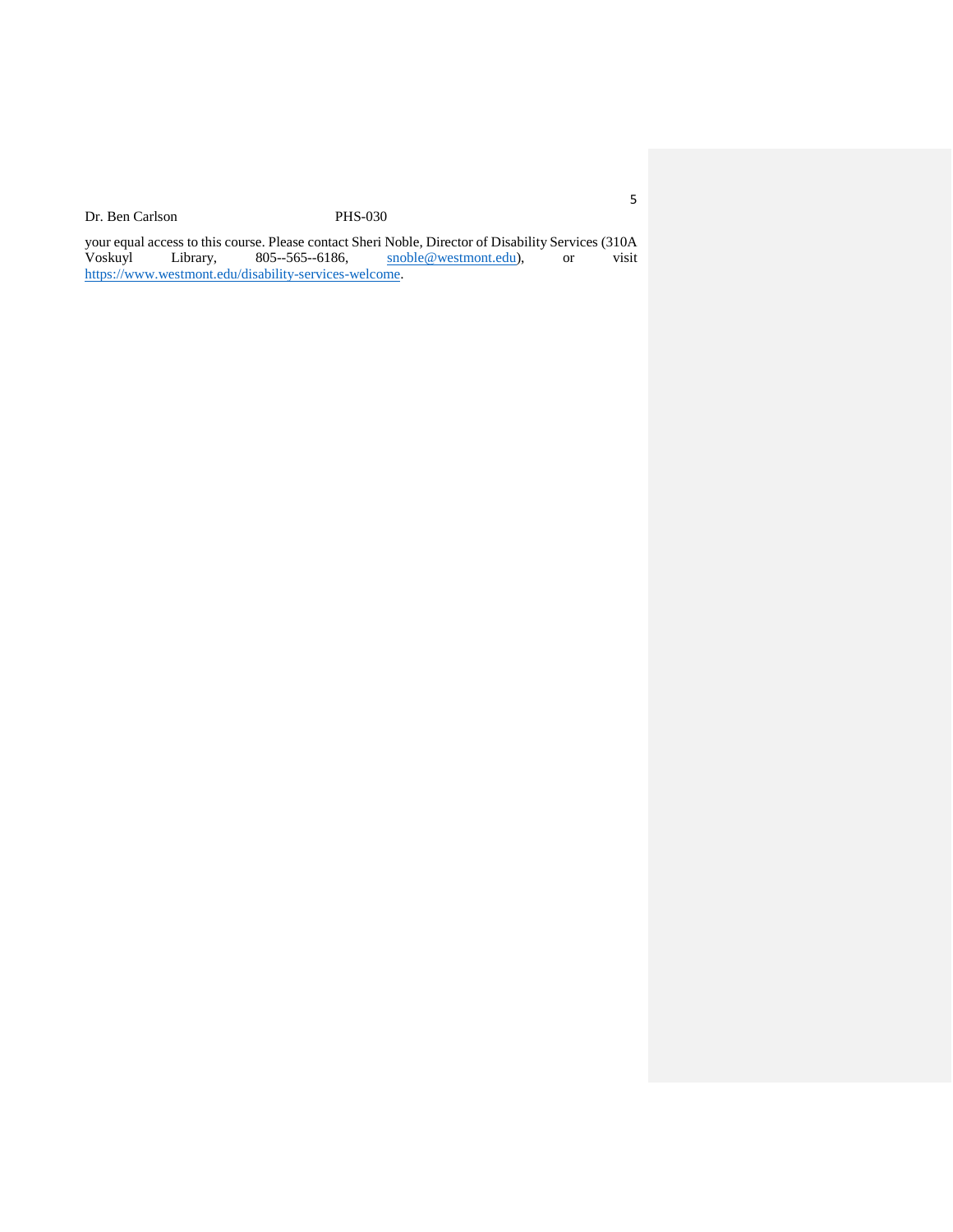your equal access to this course. Please contact Sheri Noble, Director of Disability Services (310A Voskuyl Library, 805--565--6186, snoble@westmont.edu), or visit https://www.westmont.edu/disability-services-welcome.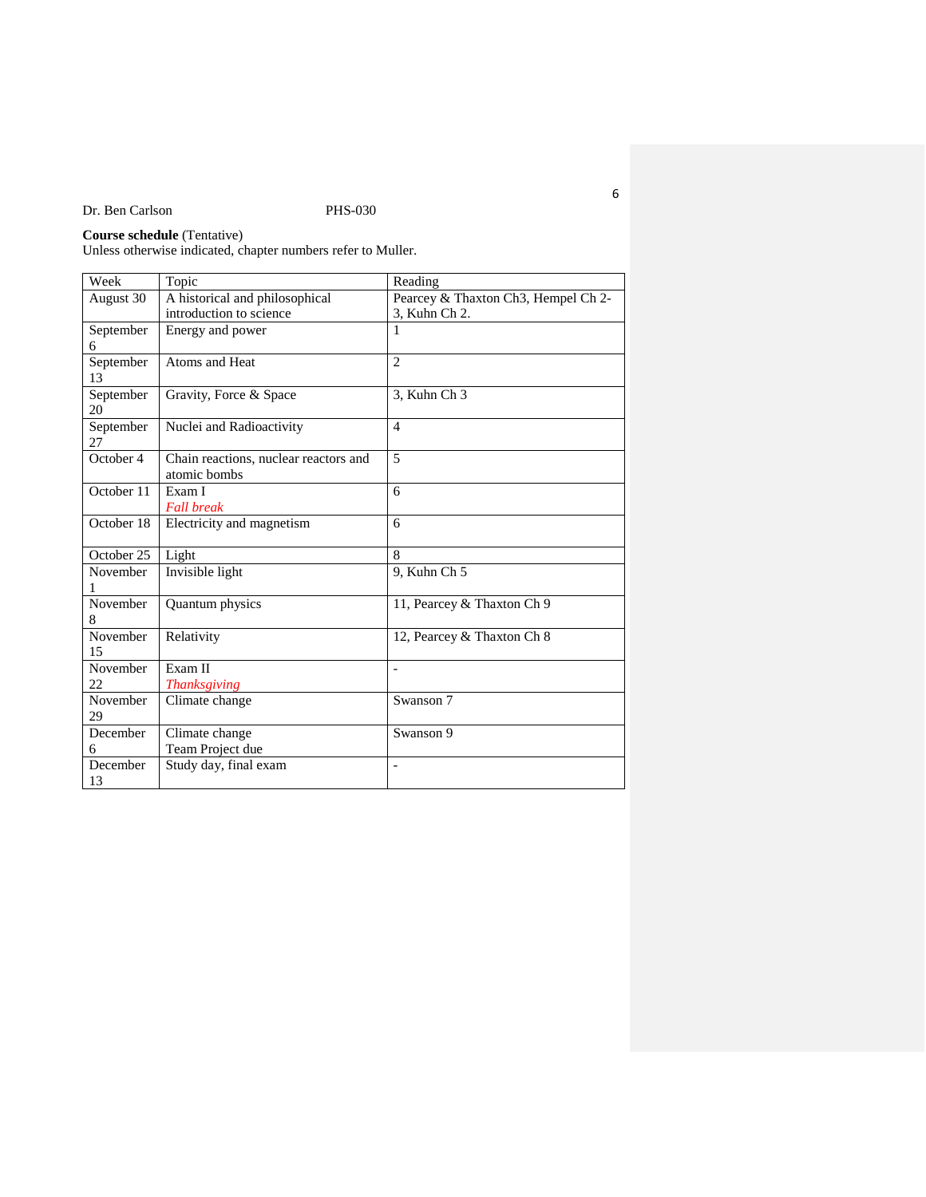Dr. Ben Carlson PHS-030

**Course schedule** (Tentative)
Unless otherwise indicated, chapter numbers refer to Muller.

| Week | Topic | Reading |
|---|---|---|
| August 30 | A historical and philosophical introduction to science | Pearcey & Thaxton Ch3, Hempel Ch 2-3, Kuhn Ch 2. |
| September 6 | Energy and power | 1 |
| September 13 | Atoms and Heat | 2 |
| September 20 | Gravity, Force & Space | 3, Kuhn Ch 3 |
| September 27 | Nuclei and Radioactivity | 4 |
| October 4 | Chain reactions, nuclear reactors and atomic bombs | 5 |
| October 11 | Exam I *Fall break* | 6 |
| October 18 | Electricity and magnetism | 6 |
| October 25 | Light | 8 |
| November 1 | Invisible light | 9, Kuhn Ch 5 |
| November 8 | Quantum physics | 11, Pearcey & Thaxton Ch 9 |
| November 15 | Relativity | 12, Pearcey & Thaxton Ch 8 |
| November 22 | Exam II *Thanksgiving* | - |
| November 29 | Climate change | Swanson 7 |
| December 6 | Climate change Team Project due | Swanson 9 |
| December 13 | Study day, final exam | - |